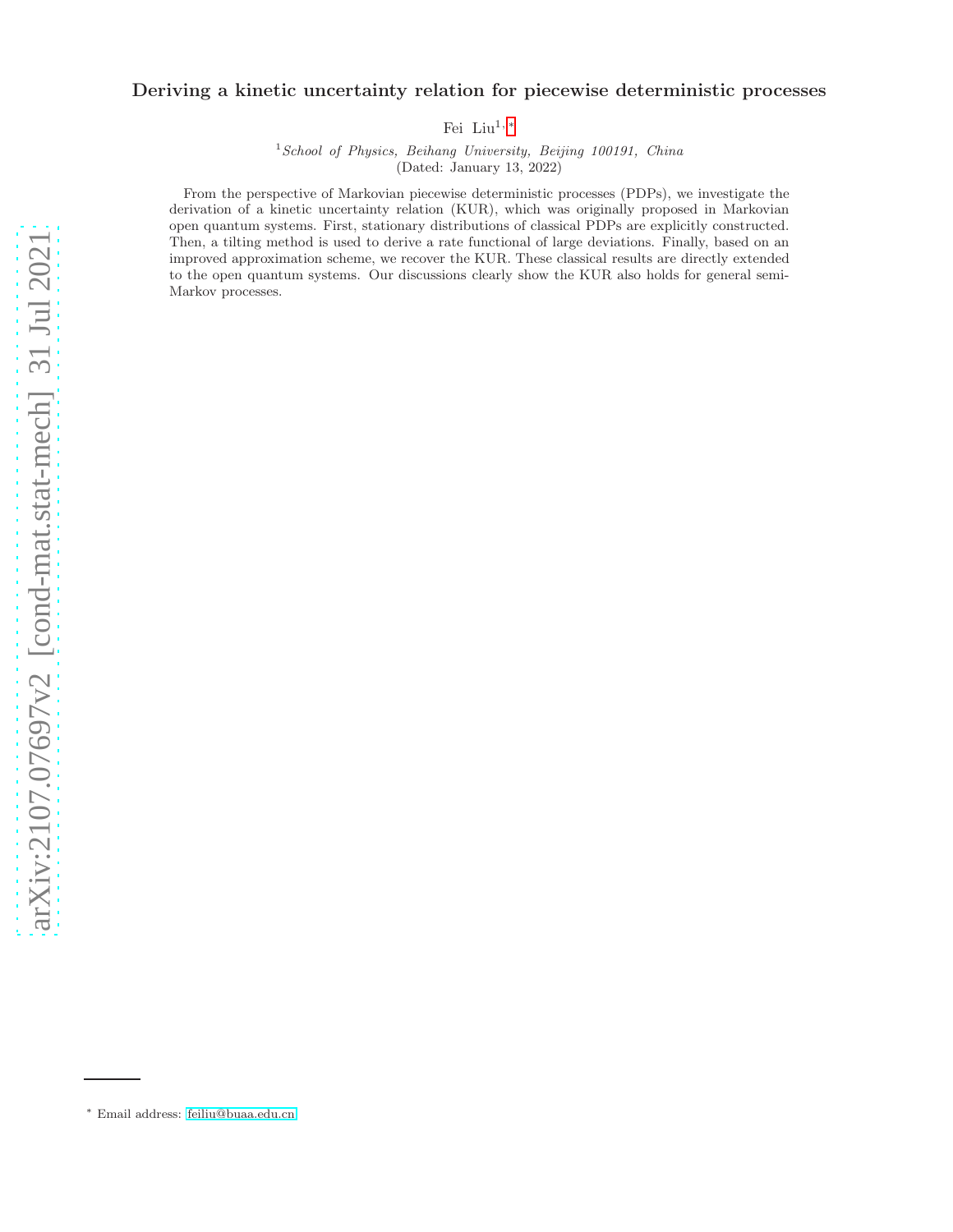# Deriving a kinetic uncertainty relation for piecewise deterministic processes

Fei Liu[1,*]

[1] *School of Physics, Beihang University, Beijing 100191, China*

(Dated: January 13, 2022)

From the perspective of Markovian piecewise deterministic processes (PDPs), we investigate the derivation of a kinetic uncertainty relation (KUR), which was originally proposed in Markovian open quantum systems. First, stationary distributions of classical PDPs are explicitly constructed. Then, a tilting method is used to derive a rate functional of large deviations. Finally, based on an improved approximation scheme, we recover the KUR. These classical results are directly extended to the open quantum systems. Our discussions clearly show the KUR also holds for general semi-Markov processes.

---

[*] Email address: feiliu@buaa.edu.cn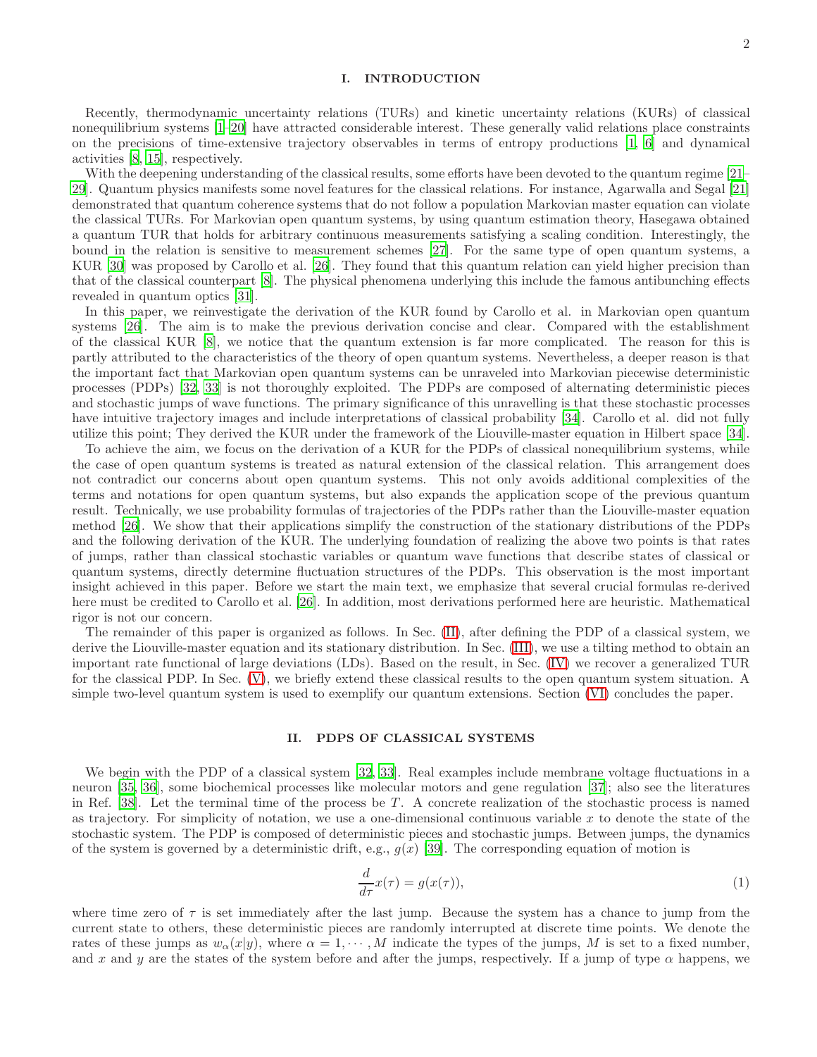## I. INTRODUCTION

Recently, thermodynamic uncertainty relations (TURs) and kinetic uncertainty relations (KURs) of classical nonequilibrium systems [1–20] have attracted considerable interest. These generally valid relations place constraints on the precisions of time-extensive trajectory observables in terms of entropy productions [1, 6] and dynamical activities [8, 15], respectively.

With the deepening understanding of the classical results, some efforts have been devoted to the quantum regime [21–29]. Quantum physics manifests some novel features for the classical relations. For instance, Agarwalla and Segal [21] demonstrated that quantum coherence systems that do not follow a population Markovian master equation can violate the classical TURs. For Markovian open quantum systems, by using quantum estimation theory, Hasegawa obtained a quantum TUR that holds for arbitrary continuous measurements satisfying a scaling condition. Interestingly, the bound in the relation is sensitive to measurement schemes [27]. For the same type of open quantum systems, a KUR [30] was proposed by Carollo et al. [26]. They found that this quantum relation can yield higher precision than that of the classical counterpart [8]. The physical phenomena underlying this include the famous antibunching effects revealed in quantum optics [31].

In this paper, we reinvestigate the derivation of the KUR found by Carollo et al. in Markovian open quantum systems [26]. The aim is to make the previous derivation concise and clear. Compared with the establishment of the classical KUR [8], we notice that the quantum extension is far more complicated. The reason for this is partly attributed to the characteristics of the theory of open quantum systems. Nevertheless, a deeper reason is that the important fact that Markovian open quantum systems can be unraveled into Markovian piecewise deterministic processes (PDPs) [32, 33] is not thoroughly exploited. The PDPs are composed of alternating deterministic pieces and stochastic jumps of wave functions. The primary significance of this unravelling is that these stochastic processes have intuitive trajectory images and include interpretations of classical probability [34]. Carollo et al. did not fully utilize this point; They derived the KUR under the framework of the Liouville-master equation in Hilbert space [34].

To achieve the aim, we focus on the derivation of a KUR for the PDPs of classical nonequilibrium systems, while the case of open quantum systems is treated as natural extension of the classical relation. This arrangement does not contradict our concerns about open quantum systems. This not only avoids additional complexities of the terms and notations for open quantum systems, but also expands the application scope of the previous quantum result. Technically, we use probability formulas of trajectories of the PDPs rather than the Liouville-master equation method [26]. We show that their applications simplify the construction of the stationary distributions of the PDPs and the following derivation of the KUR. The underlying foundation of realizing the above two points is that rates of jumps, rather than classical stochastic variables or quantum wave functions that describe states of classical or quantum systems, directly determine fluctuation structures of the PDPs. This observation is the most important insight achieved in this paper. Before we start the main text, we emphasize that several crucial formulas re-derived here must be credited to Carollo et al. [26]. In addition, most derivations performed here are heuristic. Mathematical rigor is not our concern.

The remainder of this paper is organized as follows. In Sec. (II), after defining the PDP of a classical system, we derive the Liouville-master equation and its stationary distribution. In Sec. (III), we use a tilting method to obtain an important rate functional of large deviations (LDs). Based on the result, in Sec. (IV) we recover a generalized TUR for the classical PDP. In Sec. (V), we briefly extend these classical results to the open quantum system situation. A simple two-level quantum system is used to exemplify our quantum extensions. Section (VI) concludes the paper.

## II. PDPS OF CLASSICAL SYSTEMS

We begin with the PDP of a classical system [32, 33]. Real examples include membrane voltage fluctuations in a neuron [35, 36], some biochemical processes like molecular motors and gene regulation [37]; also see the literatures in Ref. [38]. Let the terminal time of the process be $T$. A concrete realization of the stochastic process is named as trajectory. For simplicity of notation, we use a one-dimensional continuous variable $x$ to denote the state of the stochastic system. The PDP is composed of deterministic pieces and stochastic jumps. Between jumps, the dynamics of the system is governed by a deterministic drift, e.g., $g(x)$ [39]. The corresponding equation of motion is

$$\frac{d}{d\tau}x(\tau) = g(x(\tau)), \tag{1}$$

where time zero of $\tau$ is set immediately after the last jump. Because the system has a chance to jump from the current state to others, these deterministic pieces are randomly interrupted at discrete time points. We denote the rates of these jumps as $w_\alpha(x|y)$, where $\alpha = 1, \cdots, M$ indicate the types of the jumps, $M$ is set to a fixed number, and $x$ and $y$ are the states of the system before and after the jumps, respectively. If a jump of type $\alpha$ happens, we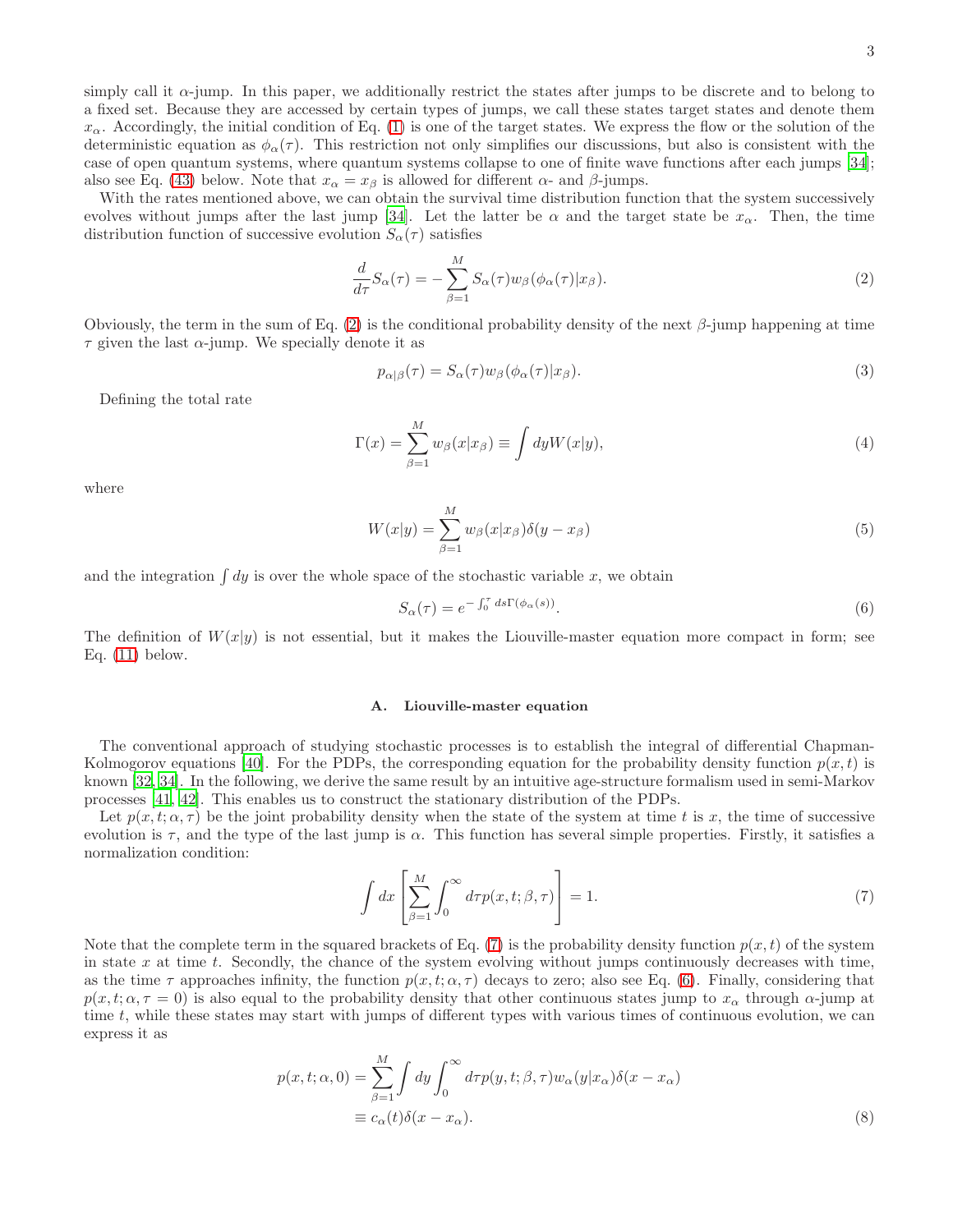simply call it $\alpha$-jump. In this paper, we additionally restrict the states after jumps to be discrete and to belong to a fixed set. Because they are accessed by certain types of jumps, we call these states target states and denote them $x_\alpha$. Accordingly, the initial condition of Eq. (1) is one of the target states. We express the flow or the solution of the deterministic equation as $\phi_\alpha(\tau)$. This restriction not only simplifies our discussions, but also is consistent with the case of open quantum systems, where quantum systems collapse to one of finite wave functions after each jumps [34]; also see Eq. (43) below. Note that $x_\alpha = x_\beta$ is allowed for different $\alpha$- and $\beta$-jumps.

With the rates mentioned above, we can obtain the survival time distribution function that the system successively evolves without jumps after the last jump [34]. Let the latter be $\alpha$ and the target state be $x_\alpha$. Then, the time distribution function of successive evolution $S_\alpha(\tau)$ satisfies

$$\frac{d}{d\tau}S_\alpha(\tau) = -\sum_{\beta=1}^{M} S_\alpha(\tau) w_\beta(\phi_\alpha(\tau)|x_\beta). \tag{2}$$

Obviously, the term in the sum of Eq. (2) is the conditional probability density of the next $\beta$-jump happening at time $\tau$ given the last $\alpha$-jump. We specially denote it as

$$p_{\alpha|\beta}(\tau) = S_\alpha(\tau) w_\beta(\phi_\alpha(\tau)|x_\beta). \tag{3}$$

Defining the total rate

$$\Gamma(x) = \sum_{\beta=1}^{M} w_\beta(x|x_\beta) \equiv \int dy W(x|y), \tag{4}$$

where

$$W(x|y) = \sum_{\beta=1}^{M} w_\beta(x|x_\beta)\delta(y - x_\beta) \tag{5}$$

and the integration $\int dy$ is over the whole space of the stochastic variable $x$, we obtain

$$S_\alpha(\tau) = e^{-\int_0^\tau ds \Gamma(\phi_\alpha(s))}. \tag{6}$$

The definition of $W(x|y)$ is not essential, but it makes the Liouville-master equation more compact in form; see Eq. (11) below.

### A. Liouville-master equation

The conventional approach of studying stochastic processes is to establish the integral of differential Chapman-Kolmogorov equations [40]. For the PDPs, the corresponding equation for the probability density function $p(x,t)$ is known [32, 34]. In the following, we derive the same result by an intuitive age-structure formalism used in semi-Markov processes [41, 42]. This enables us to construct the stationary distribution of the PDPs.

Let $p(x,t;\alpha,\tau)$ be the joint probability density when the state of the system at time $t$ is $x$, the time of successive evolution is $\tau$, and the type of the last jump is $\alpha$. This function has several simple properties. Firstly, it satisfies a normalization condition:

$$\int dx \left[\sum_{\beta=1}^{M}\int_0^\infty d\tau p(x,t;\beta,\tau)\right] = 1. \tag{7}$$

Note that the complete term in the squared brackets of Eq. (7) is the probability density function $p(x,t)$ of the system in state $x$ at time $t$. Secondly, the chance of the system evolving without jumps continuously decreases with time, as the time $\tau$ approaches infinity, the function $p(x,t;\alpha,\tau)$ decays to zero; also see Eq. (6). Finally, considering that $p(x,t;\alpha,\tau=0)$ is also equal to the probability density that other continuous states jump to $x_\alpha$ through $\alpha$-jump at time $t$, while these states may start with jumps of different types with various times of continuous evolution, we can express it as

$$\begin{aligned} p(x,t;\alpha,0) &= \sum_{\beta=1}^{M}\int dy \int_0^\infty d\tau p(y,t;\beta,\tau) w_\alpha(y|x_\alpha)\delta(x - x_\alpha) \\ &\equiv c_\alpha(t)\delta(x - x_\alpha). \end{aligned} \tag{8}$$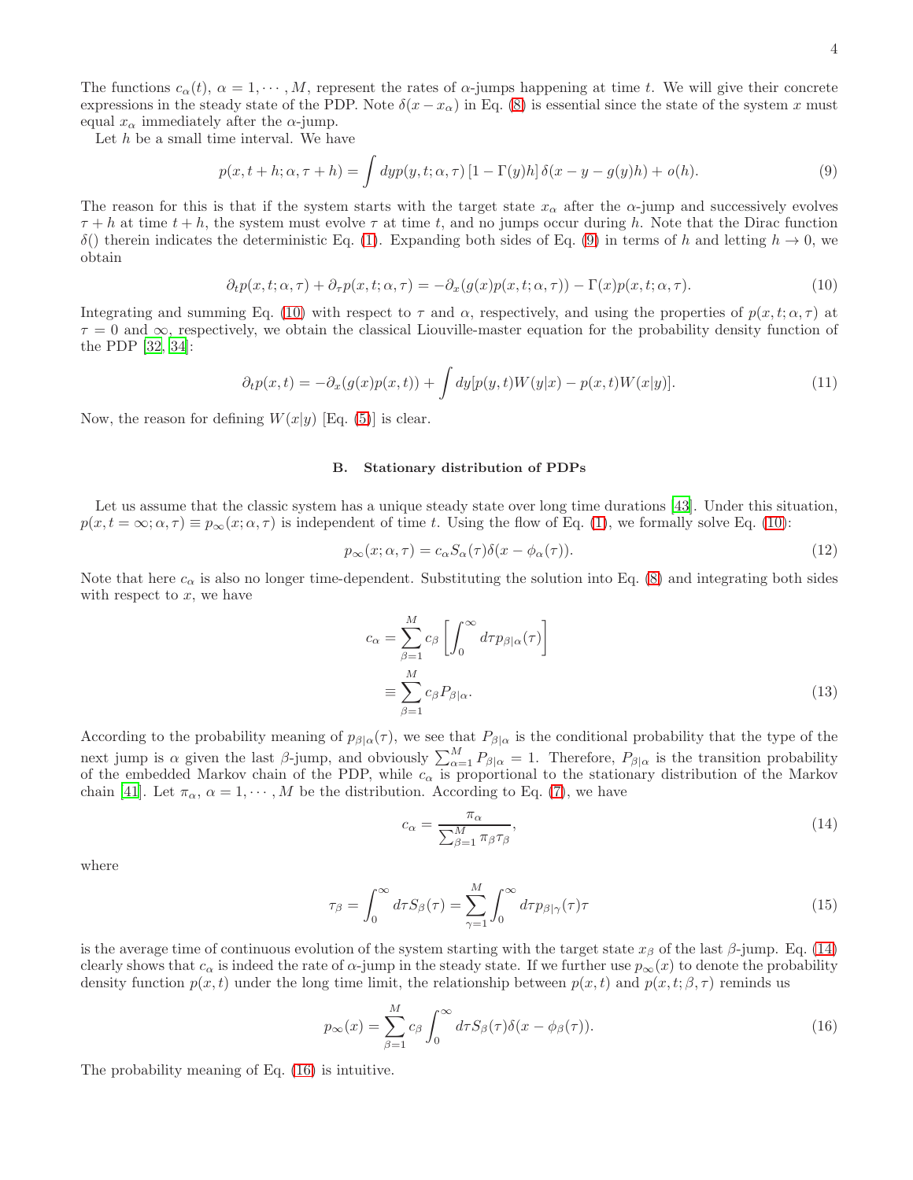The functions $c_\alpha(t)$, $\alpha = 1, \cdots, M$, represent the rates of $\alpha$-jumps happening at time $t$. We will give their concrete expressions in the steady state of the PDP. Note $\delta(x - x_\alpha)$ in Eq. (8) is essential since the state of the system $x$ must equal $x_\alpha$ immediately after the $\alpha$-jump.

Let $h$ be a small time interval. We have

$$
p(x, t+h; \alpha, \tau + h) = \int dy p(y, t; \alpha, \tau) \left[1 - \Gamma(y) h\right] \delta(x - y - g(y)h) + o(h). \tag{9}
$$

The reason for this is that if the system starts with the target state $x_\alpha$ after the $\alpha$-jump and successively evolves $\tau + h$ at time $t + h$, the system must evolve $\tau$ at time $t$, and no jumps occur during $h$. Note that the Dirac function $\delta()$ therein indicates the deterministic Eq. (1). Expanding both sides of Eq. (9) in terms of $h$ and letting $h \to 0$, we obtain

$$
\partial_t p(x, t; \alpha, \tau) + \partial_\tau p(x, t; \alpha, \tau) = -\partial_x (g(x) p(x, t; \alpha, \tau)) - \Gamma(x) p(x, t; \alpha, \tau). \tag{10}
$$

Integrating and summing Eq. (10) with respect to $\tau$ and $\alpha$, respectively, and using the properties of $p(x, t; \alpha, \tau)$ at $\tau = 0$ and $\infty$, respectively, we obtain the classical Liouville-master equation for the probability density function of the PDP [32, 34]:

$$
\partial_t p(x, t) = -\partial_x (g(x) p(x, t)) + \int dy [p(y, t) W(y|x) - p(x, t) W(x|y)]. \tag{11}
$$

Now, the reason for defining $W(x|y)$ [Eq. (5)] is clear.

### B. Stationary distribution of PDPs

Let us assume that the classic system has a unique steady state over long time durations [43]. Under this situation, $p(x, t = \infty; \alpha, \tau) \equiv p_\infty(x; \alpha, \tau)$ is independent of time $t$. Using the flow of Eq. (1), we formally solve Eq. (10):

$$
p_\infty(x; \alpha, \tau) = c_\alpha S_\alpha(\tau) \delta(x - \phi_\alpha(\tau)). \tag{12}
$$

Note that here $c_\alpha$ is also no longer time-dependent. Substituting the solution into Eq. (8) and integrating both sides with respect to $x$, we have

$$
\begin{aligned}
c_\alpha &= \sum_{\beta=1}^{M} c_\beta \left[ \int_0^\infty d\tau p_{\beta|\alpha}(\tau) \right] \\
&\equiv \sum_{\beta=1}^{M} c_\beta P_{\beta|\alpha}.
\end{aligned} \tag{13}
$$

According to the probability meaning of $p_{\beta|\alpha}(\tau)$, we see that $P_{\beta|\alpha}$ is the conditional probability that the type of the next jump is $\alpha$ given the last $\beta$-jump, and obviously $\sum_{\alpha=1}^{M} P_{\beta|\alpha} = 1$. Therefore, $P_{\beta|\alpha}$ is the transition probability of the embedded Markov chain of the PDP, while $c_\alpha$ is proportional to the stationary distribution of the Markov chain [41]. Let $\pi_\alpha$, $\alpha = 1, \cdots, M$ be the distribution. According to Eq. (7), we have

$$
c_\alpha = \frac{\pi_\alpha}{\sum_{\beta=1}^{M} \pi_\beta \tau_\beta}, \tag{14}
$$

where

$$
\tau_\beta = \int_0^\infty d\tau S_\beta(\tau) = \sum_{\gamma=1}^{M} \int_0^\infty d\tau p_{\beta|\gamma}(\tau) \tau \tag{15}
$$

is the average time of continuous evolution of the system starting with the target state $x_\beta$ of the last $\beta$-jump. Eq. (14) clearly shows that $c_\alpha$ is indeed the rate of $\alpha$-jump in the steady state. If we further use $p_\infty(x)$ to denote the probability density function $p(x, t)$ under the long time limit, the relationship between $p(x, t)$ and $p(x, t; \beta, \tau)$ reminds us

$$
p_\infty(x) = \sum_{\beta=1}^{M} c_\beta \int_0^\infty d\tau S_\beta(\tau) \delta(x - \phi_\beta(\tau)). \tag{16}
$$

The probability meaning of Eq. (16) is intuitive.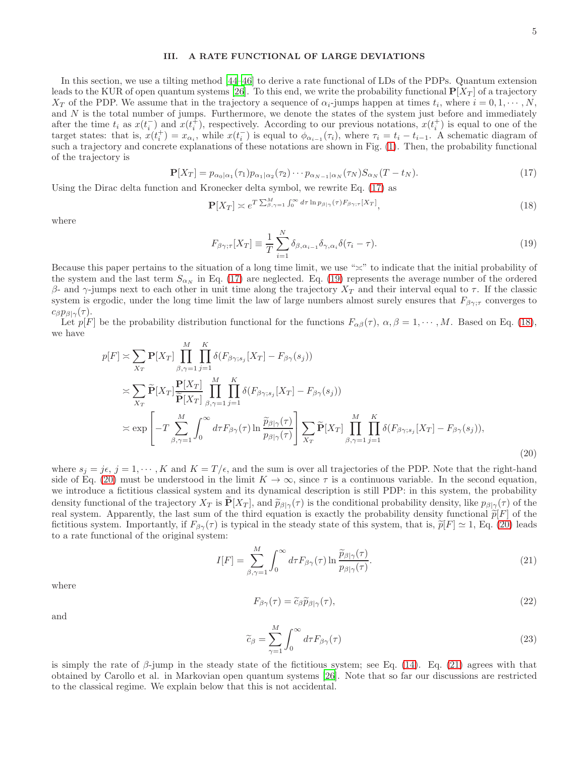## III. A RATE FUNCTIONAL OF LARGE DEVIATIONS

In this section, we use a tilting method [44–46] to derive a rate functional of LDs of the PDPs. Quantum extension leads to the KUR of open quantum systems [26]. To this end, we write the probability functional $\mathbf{P}[X_T]$ of a trajectory $X_T$ of the PDP. We assume that in the trajectory a sequence of $\alpha_i$-jumps happen at times $t_i$, where $i = 0, 1, \cdots, N$, and $N$ is the total number of jumps. Furthermore, we denote the states of the system just before and immediately after the time $t_i$ as $x(t_i^-)$ and $x(t_i^+)$, respectively. According to our previous notations, $x(t_i^+)$ is equal to one of the target states: that is, $x(t_i^+) = x_{\alpha_i}$, while $x(t_i^-)$ is equal to $\phi_{\alpha_{i-1}}(\tau_i)$, where $\tau_i = t_i - t_{i-1}$. A schematic diagram of such a trajectory and concrete explanations of these notations are shown in Fig. (1). Then, the probability functional of the trajectory is

$$\mathbf{P}[X_T] = p_{\alpha_0|\alpha_1}(\tau_1) p_{\alpha_1|\alpha_2}(\tau_2) \cdots p_{\alpha_{N-1}|\alpha_N}(\tau_N) S_{\alpha_N}(T - t_N). \tag{17}$$

Using the Dirac delta function and Kronecker delta symbol, we rewrite Eq. (17) as

$$\mathbf{P}[X_T] \asymp e^{T \sum_{\beta,\gamma=1}^{M} \int_0^\infty d\tau \ln p_{\beta|\gamma}(\tau) F_{\beta\gamma;\tau}[X_T]}, \tag{18}$$

where

$$F_{\beta\gamma;\tau}[X_T] \equiv \frac{1}{T} \sum_{i=1}^{N} \delta_{\beta,\alpha_{i-1}} \delta_{\gamma,\alpha_i} \delta(\tau_i - \tau). \tag{19}$$

Because this paper pertains to the situation of a long time limit, we use "$\asymp$" to indicate that the initial probability of the system and the last term $S_{\alpha_N}$ in Eq. (17) are neglected. Eq. (19) represents the average number of the ordered $\beta$- and $\gamma$-jumps next to each other in unit time along the trajectory $X_T$ and their interval equal to $\tau$. If the classic system is ergodic, under the long time limit the law of large numbers almost surely ensures that $F_{\beta\gamma;\tau}$ converges to $c_\beta p_{\beta|\gamma}(\tau)$.

Let $p[F]$ be the probability distribution functional for the functions $F_{\alpha\beta}(\tau)$, $\alpha, \beta = 1, \cdots, M$. Based on Eq. (18), we have

$$\begin{aligned}
p[F] &\asymp \sum_{X_T} \mathbf{P}[X_T] \prod_{\beta,\gamma=1}^{M} \prod_{j=1}^{K} \delta(F_{\beta\gamma;s_j}[X_T] - F_{\beta\gamma}(s_j)) \\
&\asymp \sum_{X_T} \widetilde{\mathbf{P}}[X_T] \frac{\mathbf{P}[X_T]}{\widetilde{\mathbf{P}}[X_T]} \prod_{\beta,\gamma=1}^{M} \prod_{j=1}^{K} \delta(F_{\beta\gamma;s_j}[X_T] - F_{\beta\gamma}(s_j)) \\
&\asymp \exp\left[-T \sum_{\beta,\gamma=1}^{M} \int_0^\infty d\tau F_{\beta\gamma}(\tau) \ln \frac{\widetilde{p}_{\beta|\gamma}(\tau)}{p_{\beta|\gamma}(\tau)}\right] \sum_{X_T} \widetilde{\mathbf{P}}[X_T] \prod_{\beta,\gamma=1}^{M} \prod_{j=1}^{K} \delta(F_{\beta\gamma;s_j}[X_T] - F_{\beta\gamma}(s_j)),
\end{aligned} \tag{20}$$

where $s_j = j\epsilon$, $j = 1, \cdots, K$ and $K = T/\epsilon$, and the sum is over all trajectories of the PDP. Note that the right-hand side of Eq. (20) must be understood in the limit $K \to \infty$, since $\tau$ is a continuous variable. In the second equation, we introduce a fictitious classical system and its dynamical description is still PDP: in this system, the probability density functional of the trajectory $X_T$ is $\widetilde{\mathbf{P}}[X_T]$, and $\widetilde{p}_{\beta|\gamma}(\tau)$ is the conditional probability density, like $p_{\beta|\gamma}(\tau)$ of the real system. Apparently, the last sum of the third equation is exactly the probability density functional $\widetilde{p}[F]$ of the fictitious system. Importantly, if $F_{\beta\gamma}(\tau)$ is typical in the steady state of this system, that is, $\widetilde{p}[F] \simeq 1$, Eq. (20) leads to a rate functional of the original system:

$$I[F] = \sum_{\beta,\gamma=1}^{M} \int_0^\infty d\tau F_{\beta\gamma}(\tau) \ln \frac{\widetilde{p}_{\beta|\gamma}(\tau)}{p_{\beta|\gamma}(\tau)}. \tag{21}$$

where

$$F_{\beta\gamma}(\tau) = \widetilde{c}_\beta \widetilde{p}_{\beta|\gamma}(\tau), \tag{22}$$

and

$$\widetilde{c}_\beta = \sum_{\gamma=1}^{M} \int_0^\infty d\tau F_{\beta\gamma}(\tau) \tag{23}$$

is simply the rate of $\beta$-jump in the steady state of the fictitious system; see Eq. (14). Eq. (21) agrees with that obtained by Carollo et al. in Markovian open quantum systems [26]. Note that so far our discussions are restricted to the classical regime. We explain below that this is not accidental.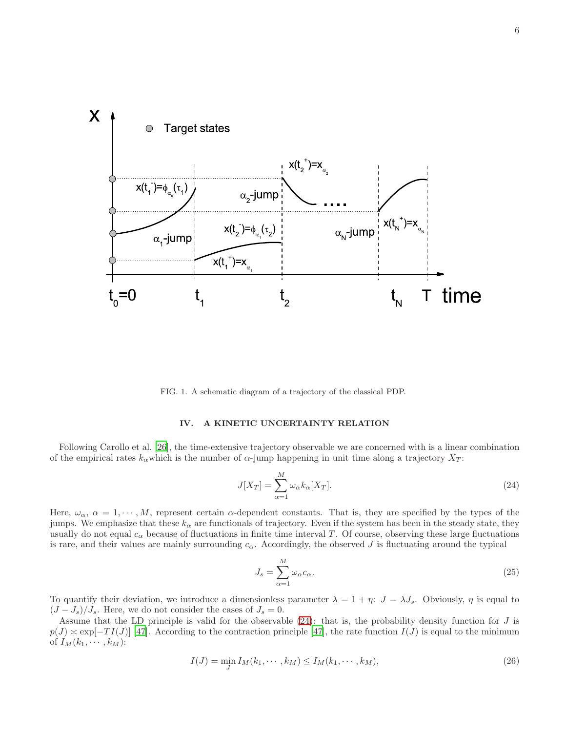FIG. 1. A schematic diagram of a trajectory of the classical PDP.

## IV. A KINETIC UNCERTAINTY RELATION

Following Carollo et al. [26], the time-extensive trajectory observable we are concerned with is a linear combination of the empirical rates $k_\alpha$which is the number of $\alpha$-jump happening in unit time along a trajectory $X_T$:

$$J[X_T] = \sum_{\alpha=1}^{M} \omega_\alpha k_\alpha[X_T]. \tag{24}$$

Here, $\omega_\alpha$, $\alpha = 1, \cdots, M$, represent certain $\alpha$-dependent constants. That is, they are specified by the types of the jumps. We emphasize that these $k_\alpha$ are functionals of trajectory. Even if the system has been in the steady state, they usually do not equal $c_\alpha$ because of fluctuations in finite time interval $T$. Of course, observing these large fluctuations is rare, and their values are mainly surrounding $c_\alpha$. Accordingly, the observed $J$ is fluctuating around the typical

$$J_s = \sum_{\alpha=1}^{M} \omega_\alpha c_\alpha. \tag{25}$$

To quantify their deviation, we introduce a dimensionless parameter $\lambda = 1 + \eta$: $J = \lambda J_s$. Obviously, $\eta$ is equal to $(J - J_s)/J_s$. Here, we do not consider the cases of $J_s = 0$.

Assume that the LD principle is valid for the observable (24): that is, the probability density function for $J$ is $p(J) \asymp \exp[-TI(J)]$ [47]. According to the contraction principle [47], the rate function $I(J)$ is equal to the minimum of $I_M(k_1, \cdots, k_M)$:

$$I(J) = \min_J I_M(k_1, \cdots, k_M) \leq I_M(k_1, \cdots, k_M), \tag{26}$$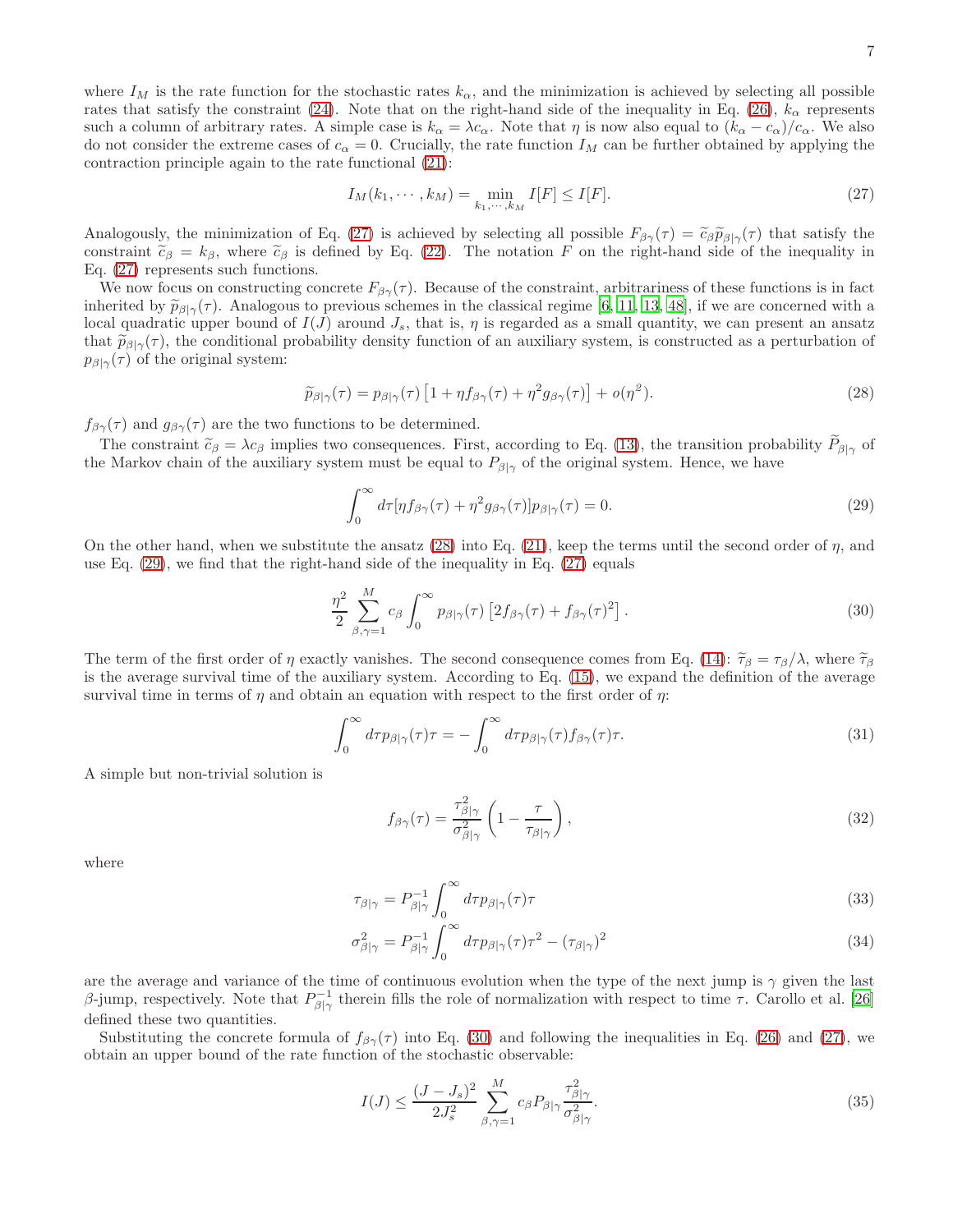where $I_M$ is the rate function for the stochastic rates $k_\alpha$, and the minimization is achieved by selecting all possible rates that satisfy the constraint (24). Note that on the right-hand side of the inequality in Eq. (26), $k_\alpha$ represents such a column of arbitrary rates. A simple case is $k_\alpha = \lambda c_\alpha$. Note that $\eta$ is now also equal to $(k_\alpha - c_\alpha)/c_\alpha$. We also do not consider the extreme cases of $c_\alpha = 0$. Crucially, the rate function $I_M$ can be further obtained by applying the contraction principle again to the rate functional (21):

$$I_M(k_1, \cdots, k_M) = \min_{k_1, \cdots, k_M} I[F] \le I[F]. \tag{27}$$

Analogously, the minimization of Eq. (27) is achieved by selecting all possible $F_{\beta\gamma}(\tau) = \widetilde{c}_\beta \widetilde{p}_{\beta|\gamma}(\tau)$ that satisfy the constraint $\widetilde{c}_\beta = k_\beta$, where $\widetilde{c}_\beta$ is defined by Eq. (22). The notation $F$ on the right-hand side of the inequality in Eq. (27) represents such functions.

We now focus on constructing concrete $F_{\beta\gamma}(\tau)$. Because of the constraint, arbitrariness of these functions is in fact inherited by $\widetilde{p}_{\beta|\gamma}(\tau)$. Analogous to previous schemes in the classical regime [6, 11, 13, 48], if we are concerned with a local quadratic upper bound of $I(J)$ around $J_s$, that is, $\eta$ is regarded as a small quantity, we can present an ansatz that $\widetilde{p}_{\beta|\gamma}(\tau)$, the conditional probability density function of an auxiliary system, is constructed as a perturbation of $p_{\beta|\gamma}(\tau)$ of the original system:

$$\widetilde{p}_{\beta|\gamma}(\tau) = p_{\beta|\gamma}(\tau)\left[1 + \eta f_{\beta\gamma}(\tau) + \eta^2 g_{\beta\gamma}(\tau)\right] + o(\eta^2). \tag{28}$$

$f_{\beta\gamma}(\tau)$ and $g_{\beta\gamma}(\tau)$ are the two functions to be determined.

The constraint $\widetilde{c}_\beta = \lambda c_\beta$ implies two consequences. First, according to Eq. (13), the transition probability $\widetilde{P}_{\beta|\gamma}$ of the Markov chain of the auxiliary system must be equal to $P_{\beta|\gamma}$ of the original system. Hence, we have

$$\int_0^\infty d\tau [\eta f_{\beta\gamma}(\tau) + \eta^2 g_{\beta\gamma}(\tau)] p_{\beta|\gamma}(\tau) = 0. \tag{29}$$

On the other hand, when we substitute the ansatz (28) into Eq. (21), keep the terms until the second order of $\eta$, and use Eq. (29), we find that the right-hand side of the inequality in Eq. (27) equals

$$\frac{\eta^2}{2} \sum_{\beta,\gamma=1}^{M} c_\beta \int_0^\infty p_{\beta|\gamma}(\tau)\left[2 f_{\beta\gamma}(\tau) + f_{\beta\gamma}(\tau)^2\right]. \tag{30}$$

The term of the first order of $\eta$ exactly vanishes. The second consequence comes from Eq. (14): $\widetilde{\tau}_\beta = \tau_\beta/\lambda$, where $\widetilde{\tau}_\beta$ is the average survival time of the auxiliary system. According to Eq. (15), we expand the definition of the average survival time in terms of $\eta$ and obtain an equation with respect to the first order of $\eta$:

$$\int_0^\infty d\tau p_{\beta|\gamma}(\tau)\tau = -\int_0^\infty d\tau p_{\beta|\gamma}(\tau) f_{\beta\gamma}(\tau)\tau. \tag{31}$$

A simple but non-trivial solution is

$$f_{\beta\gamma}(\tau) = \frac{\tau_{\beta|\gamma}^2}{\sigma_{\beta|\gamma}^2}\left(1 - \frac{\tau}{\tau_{\beta|\gamma}}\right), \tag{32}$$

where

$$\tau_{\beta|\gamma} = P_{\beta|\gamma}^{-1} \int_0^\infty d\tau p_{\beta|\gamma}(\tau)\tau \tag{33}$$

$$\sigma_{\beta|\gamma}^2 = P_{\beta|\gamma}^{-1} \int_0^\infty d\tau p_{\beta|\gamma}(\tau)\tau^2 - (\tau_{\beta|\gamma})^2 \tag{34}$$

are the average and variance of the time of continuous evolution when the type of the next jump is $\gamma$ given the last $\beta$-jump, respectively. Note that $P_{\beta|\gamma}^{-1}$ therein fills the role of normalization with respect to time $\tau$. Carollo et al. [26] defined these two quantities.

Substituting the concrete formula of $f_{\beta\gamma}(\tau)$ into Eq. (30) and following the inequalities in Eq. (26) and (27), we obtain an upper bound of the rate function of the stochastic observable:

$$I(J) \le \frac{(J - J_s)^2}{2J_s^2} \sum_{\beta,\gamma=1}^{M} c_\beta P_{\beta|\gamma} \frac{\tau_{\beta|\gamma}^2}{\sigma_{\beta|\gamma}^2}. \tag{35}$$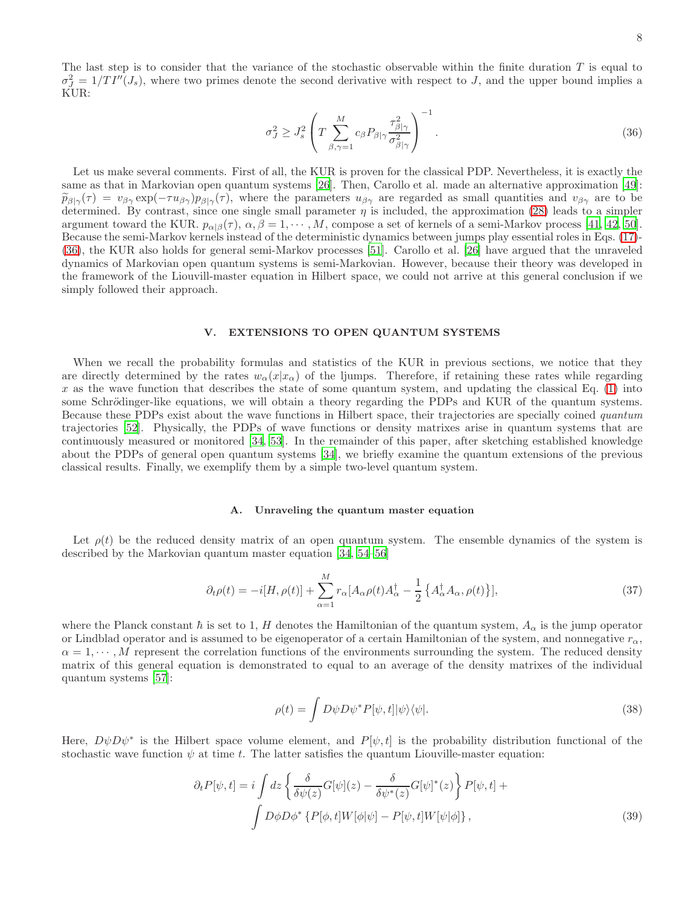The last step is to consider that the variance of the stochastic observable within the finite duration $T$ is equal to $\sigma_J^2 = 1/TI''(J_s)$, where two primes denote the second derivative with respect to $J$, and the upper bound implies a KUR:

$$
\sigma_J^2 \geq J_s^2 \left( T \sum_{\beta,\gamma=1}^{M} c_\beta P_{\beta|\gamma} \frac{\tau_{\beta|\gamma}^2}{\sigma_{\beta|\gamma}^2} \right)^{-1}. \tag{36}
$$

Let us make several comments. First of all, the KUR is proven for the classical PDP. Nevertheless, it is exactly the same as that in Markovian open quantum systems [26]. Then, Carollo et al. made an alternative approximation [49]: $\widetilde{p}_{\beta|\gamma}(\tau) = v_{\beta\gamma} \exp(-\tau u_{\beta\gamma}) p_{\beta|\gamma}(\tau)$, where the parameters $u_{\beta\gamma}$ are regarded as small quantities and $v_{\beta\gamma}$ are to be determined. By contrast, since one single small parameter $\eta$ is included, the approximation (28) leads to a simpler argument toward the KUR. $p_{\alpha|\beta}(\tau)$, $\alpha, \beta = 1, \cdots, M$, compose a set of kernels of a semi-Markov process [41, 42, 50]. Because the semi-Markov kernels instead of the deterministic dynamics between jumps play essential roles in Eqs. (17)-(36), the KUR also holds for general semi-Markov processes [51]. Carollo et al. [26] have argued that the unraveled dynamics of Markovian open quantum systems is semi-Markovian. However, because their theory was developed in the framework of the Liouvill-master equation in Hilbert space, we could not arrive at this general conclusion if we simply followed their approach.

## V. EXTENSIONS TO OPEN QUANTUM SYSTEMS

When we recall the probability formulas and statistics of the KUR in previous sections, we notice that they are directly determined by the rates $w_\alpha(x|x_\alpha)$ of the ljumps. Therefore, if retaining these rates while regarding $x$ as the wave function that describes the state of some quantum system, and updating the classical Eq. (1) into some Schrödinger-like equations, we will obtain a theory regarding the PDPs and KUR of the quantum systems. Because these PDPs exist about the wave functions in Hilbert space, their trajectories are specially coined *quantum* trajectories [52]. Physically, the PDPs of wave functions or density matrixes arise in quantum systems that are continuously measured or monitored [34, 53]. In the remainder of this paper, after sketching established knowledge about the PDPs of general open quantum systems [34], we briefly examine the quantum extensions of the previous classical results. Finally, we exemplify them by a simple two-level quantum system.

### A. Unraveling the quantum master equation

Let $\rho(t)$ be the reduced density matrix of an open quantum system. The ensemble dynamics of the system is described by the Markovian quantum master equation [34, 54–56]

$$
\partial_t \rho(t) = -i[H, \rho(t)] + \sum_{\alpha=1}^{M} r_\alpha [A_\alpha \rho(t) A_\alpha^\dagger - \frac{1}{2}\left\{A_\alpha^\dagger A_\alpha, \rho(t)\right\}], \tag{37}
$$

where the Planck constant $\hbar$ is set to 1, $H$ denotes the Hamiltonian of the quantum system, $A_\alpha$ is the jump operator or Lindblad operator and is assumed to be eigenoperator of a certain Hamiltonian of the system, and nonnegative $r_\alpha$, $\alpha = 1, \cdots, M$ represent the correlation functions of the environments surrounding the system. The reduced density matrix of this general equation is demonstrated to equal to an average of the density matrixes of the individual quantum systems [57]:

$$
\rho(t) = \int D\psi D\psi^* P[\psi, t] |\psi\rangle\langle\psi|. \tag{38}
$$

Here, $D\psi D\psi^*$ is the Hilbert space volume element, and $P[\psi, t]$ is the probability distribution functional of the stochastic wave function $\psi$ at time $t$. The latter satisfies the quantum Liouville-master equation:

$$
\begin{aligned}
\partial_t P[\psi, t] = i \int dz \left\{ \frac{\delta}{\delta\psi(z)} G[\psi](z) - \frac{\delta}{\delta\psi^*(z)} G[\psi]^*(z) \right\} P[\psi, t] + \\
\int D\phi D\phi^* \left\{ P[\phi, t] W[\phi|\psi] - P[\psi, t] W[\psi|\phi] \right\},
\end{aligned} \tag{39}
$$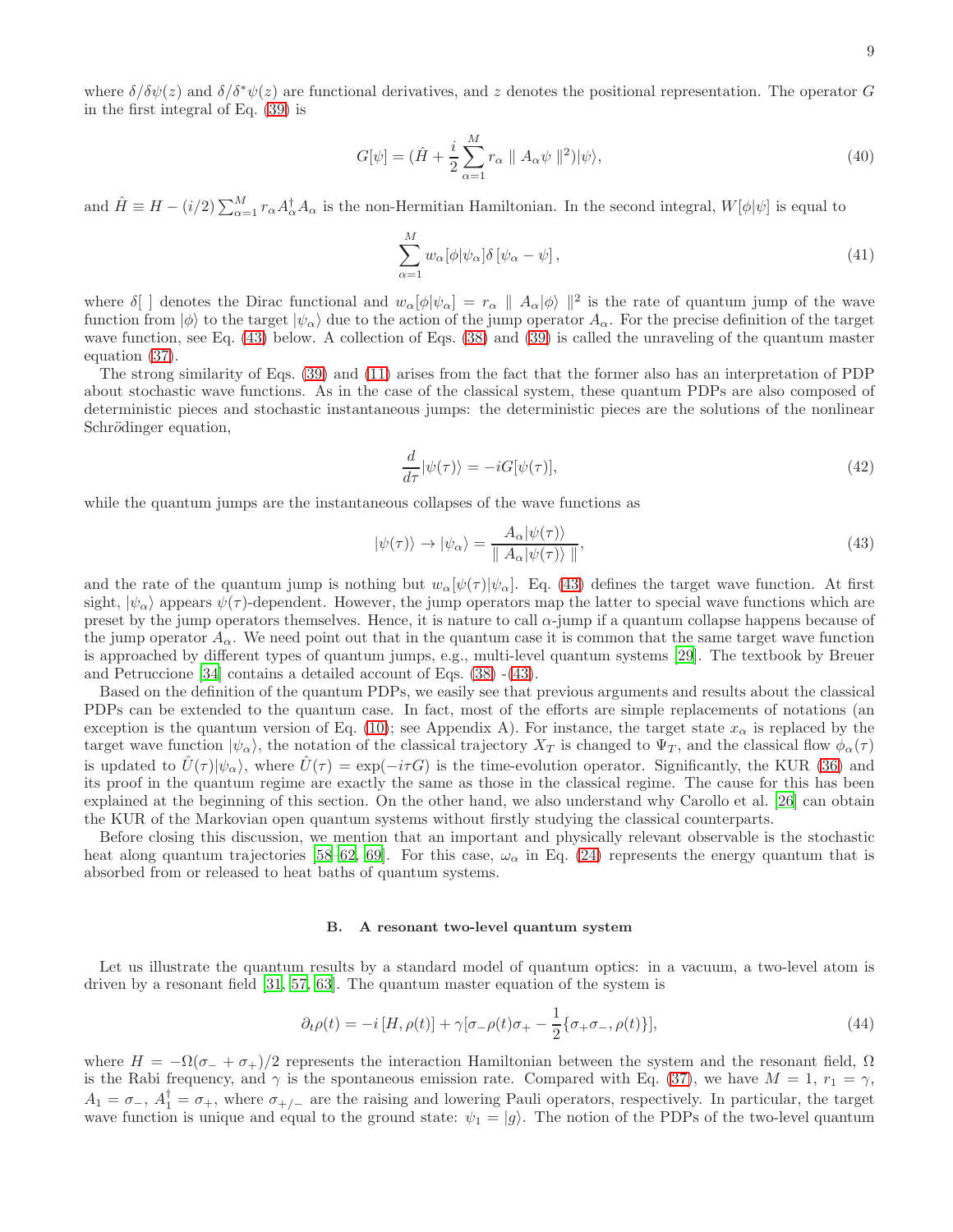where $\delta/\delta\psi(z)$ and $\delta/\delta^*\psi(z)$ are functional derivatives, and $z$ denotes the positional representation. The operator $G$ in the first integral of Eq. (39) is

$$G[\psi] = (\hat{H} + \frac{i}{2}\sum_{\alpha=1}^{M} r_\alpha \parallel A_\alpha \psi \parallel^2)|\psi\rangle, \tag{40}$$

and $\hat{H} \equiv H - (i/2)\sum_{\alpha=1}^{M} r_\alpha A_\alpha^\dagger A_\alpha$ is the non-Hermitian Hamiltonian. In the second integral, $W[\phi|\psi]$ is equal to

$$\sum_{\alpha=1}^{M} w_\alpha[\phi|\psi_\alpha]\delta\left[\psi_\alpha - \psi\right], \tag{41}$$

where $\delta[\ ]$ denotes the Dirac functional and $w_\alpha[\phi|\psi_\alpha] = r_\alpha \parallel A_\alpha|\phi\rangle \parallel^2$ is the rate of quantum jump of the wave function from $|\phi\rangle$ to the target $|\psi_\alpha\rangle$ due to the action of the jump operator $A_\alpha$. For the precise definition of the target wave function, see Eq. (43) below. A collection of Eqs. (38) and (39) is called the unraveling of the quantum master equation (37).

The strong similarity of Eqs. (39) and (11) arises from the fact that the former also has an interpretation of PDP about stochastic wave functions. As in the case of the classical system, these quantum PDPs are also composed of deterministic pieces and stochastic instantaneous jumps: the deterministic pieces are the solutions of the nonlinear Schrödinger equation,

$$\frac{d}{d\tau}|\psi(\tau)\rangle = -iG[\psi(\tau)], \tag{42}$$

while the quantum jumps are the instantaneous collapses of the wave functions as

$$|\psi(\tau)\rangle \to |\psi_\alpha\rangle = \frac{A_\alpha|\psi(\tau)\rangle}{\parallel A_\alpha|\psi(\tau)\rangle \parallel}, \tag{43}$$

and the rate of the quantum jump is nothing but $w_\alpha[\psi(\tau)|\psi_\alpha]$. Eq. (43) defines the target wave function. At first sight, $|\psi_\alpha\rangle$ appears $\psi(\tau)$-dependent. However, the jump operators map the latter to special wave functions which are preset by the jump operators themselves. Hence, it is nature to call $\alpha$-jump if a quantum collapse happens because of the jump operator $A_\alpha$. We need point out that in the quantum case it is common that the same target wave function is approached by different types of quantum jumps, e.g., multi-level quantum systems [29]. The textbook by Breuer and Petruccione [34] contains a detailed account of Eqs. (38) -(43).

Based on the definition of the quantum PDPs, we easily see that previous arguments and results about the classical PDPs can be extended to the quantum case. In fact, most of the efforts are simple replacements of notations (an exception is the quantum version of Eq. (10); see Appendix A). For instance, the target state $x_\alpha$ is replaced by the target wave function $|\psi_\alpha\rangle$, the notation of the classical trajectory $X_T$ is changed to $\Psi_T$, and the classical flow $\phi_\alpha(\tau)$ is updated to $\hat{U}(\tau)|\psi_\alpha\rangle$, where $\hat{U}(\tau) = \exp(-i\tau G)$ is the time-evolution operator. Significantly, the KUR (36) and its proof in the quantum regime are exactly the same as those in the classical regime. The cause for this has been explained at the beginning of this section. On the other hand, we also understand why Carollo et al. [26] can obtain the KUR of the Markovian open quantum systems without firstly studying the classical counterparts.

Before closing this discussion, we mention that an important and physically relevant observable is the stochastic heat along quantum trajectories [58–62, 69]. For this case, $\omega_\alpha$ in Eq. (24) represents the energy quantum that is absorbed from or released to heat baths of quantum systems.

### B. A resonant two-level quantum system

Let us illustrate the quantum results by a standard model of quantum optics: in a vacuum, a two-level atom is driven by a resonant field [31, 57, 63]. The quantum master equation of the system is

$$\partial_t\rho(t) = -i\left[H, \rho(t)\right] + \gamma[\sigma_-\rho(t)\sigma_+ - \frac{1}{2}\{\sigma_+\sigma_-, \rho(t)\}], \tag{44}$$

where $H = -\Omega(\sigma_- + \sigma_+)/2$ represents the interaction Hamiltonian between the system and the resonant field, $\Omega$ is the Rabi frequency, and $\gamma$ is the spontaneous emission rate. Compared with Eq. (37), we have $M = 1$, $r_1 = \gamma$, $A_1 = \sigma_-$, $A_1^\dagger = \sigma_+$, where $\sigma_{+/-}$ are the raising and lowering Pauli operators, respectively. In particular, the target wave function is unique and equal to the ground state: $\psi_1 = |g\rangle$. The notion of the PDPs of the two-level quantum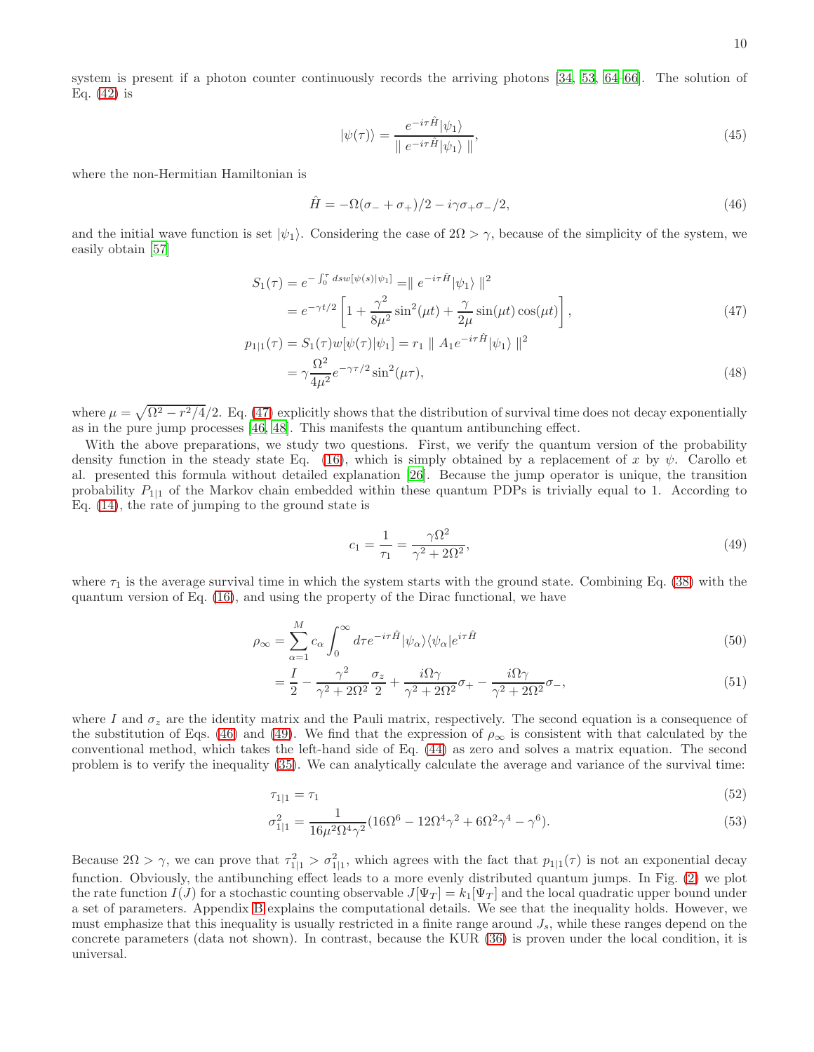system is present if a photon counter continuously records the arriving photons [34, 53, 64–66]. The solution of Eq. (42) is

$$|\psi(\tau)\rangle = \frac{e^{-i\tau\hat{H}}|\psi_1\rangle}{\parallel e^{-i\tau\hat{H}}|\psi_1\rangle \parallel}, \tag{45}$$

where the non-Hermitian Hamiltonian is

$$\hat{H} = -\Omega(\sigma_- + \sigma_+)/2 - i\gamma\sigma_+\sigma_-/2, \tag{46}$$

and the initial wave function is set $|\psi_1\rangle$. Considering the case of $2\Omega > \gamma$, because of the simplicity of the system, we easily obtain [57]

$$\begin{aligned}
S_1(\tau) &= e^{-\int_0^\tau ds w[\psi(s)|\psi_1]} = \parallel e^{-i\tau\hat{H}}|\psi_1\rangle \parallel^2 \\
&= e^{-\gamma t/2}\left[1 + \frac{\gamma^2}{8\mu^2}\sin^2(\mu t) + \frac{\gamma}{2\mu}\sin(\mu t)\cos(\mu t)\right],
\end{aligned} \tag{47}$$

$$\begin{aligned}
p_{1|1}(\tau) &= S_1(\tau) w[\psi(\tau)|\psi_1] = r_1 \parallel A_1 e^{-i\tau\hat{H}}|\psi_1\rangle \parallel^2 \\
&= \gamma\frac{\Omega^2}{4\mu^2}e^{-\gamma\tau/2}\sin^2(\mu\tau),
\end{aligned} \tag{48}$$

where $\mu = \sqrt{\Omega^2 - r^2/4}/2$. Eq. (47) explicitly shows that the distribution of survival time does not decay exponentially as in the pure jump processes [46, 48]. This manifests the quantum antibunching effect.

With the above preparations, we study two questions. First, we verify the quantum version of the probability density function in the steady state Eq. (16), which is simply obtained by a replacement of $x$ by $\psi$. Carollo et al. presented this formula without detailed explanation [26]. Because the jump operator is unique, the transition probability $P_{1|1}$ of the Markov chain embedded within these quantum PDPs is trivially equal to 1. According to Eq. (14), the rate of jumping to the ground state is

$$c_1 = \frac{1}{\tau_1} = \frac{\gamma\Omega^2}{\gamma^2 + 2\Omega^2}, \tag{49}$$

where $\tau_1$ is the average survival time in which the system starts with the ground state. Combining Eq. (38) with the quantum version of Eq. (16), and using the property of the Dirac functional, we have

$$\rho_\infty = \sum_{\alpha=1}^{M} c_\alpha \int_0^\infty d\tau e^{-i\tau\hat{H}}|\psi_\alpha\rangle\langle\psi_\alpha|e^{i\tau\hat{H}} \tag{50}$$

$$= \frac{I}{2} - \frac{\gamma^2}{\gamma^2 + 2\Omega^2}\frac{\sigma_z}{2} + \frac{i\Omega\gamma}{\gamma^2 + 2\Omega^2}\sigma_+ - \frac{i\Omega\gamma}{\gamma^2 + 2\Omega^2}\sigma_-, \tag{51}$$

where $I$ and $\sigma_z$ are the identity matrix and the Pauli matrix, respectively. The second equation is a consequence of the substitution of Eqs. (46) and (49). We find that the expression of $\rho_\infty$ is consistent with that calculated by the conventional method, which takes the left-hand side of Eq. (44) as zero and solves a matrix equation. The second problem is to verify the inequality (35). We can analytically calculate the average and variance of the survival time:

$$\tau_{1|1} = \tau_1 \tag{52}$$

$$\sigma^2_{1|1} = \frac{1}{16\mu^2\Omega^4\gamma^2}(16\Omega^6 - 12\Omega^4\gamma^2 + 6\Omega^2\gamma^4 - \gamma^6). \tag{53}$$

Because $2\Omega > \gamma$, we can prove that $\tau^2_{1|1} > \sigma^2_{1|1}$, which agrees with the fact that $p_{1|1}(\tau)$ is not an exponential decay function. Obviously, the antibunching effect leads to a more evenly distributed quantum jumps. In Fig. (2) we plot the rate function $I(J)$ for a stochastic counting observable $J[\Psi_T] = k_1[\Psi_T]$ and the local quadratic upper bound under a set of parameters. Appendix B explains the computational details. We see that the inequality holds. However, we must emphasize that this inequality is usually restricted in a finite range around $J_s$, while these ranges depend on the concrete parameters (data not shown). In contrast, because the KUR (36) is proven under the local condition, it is universal.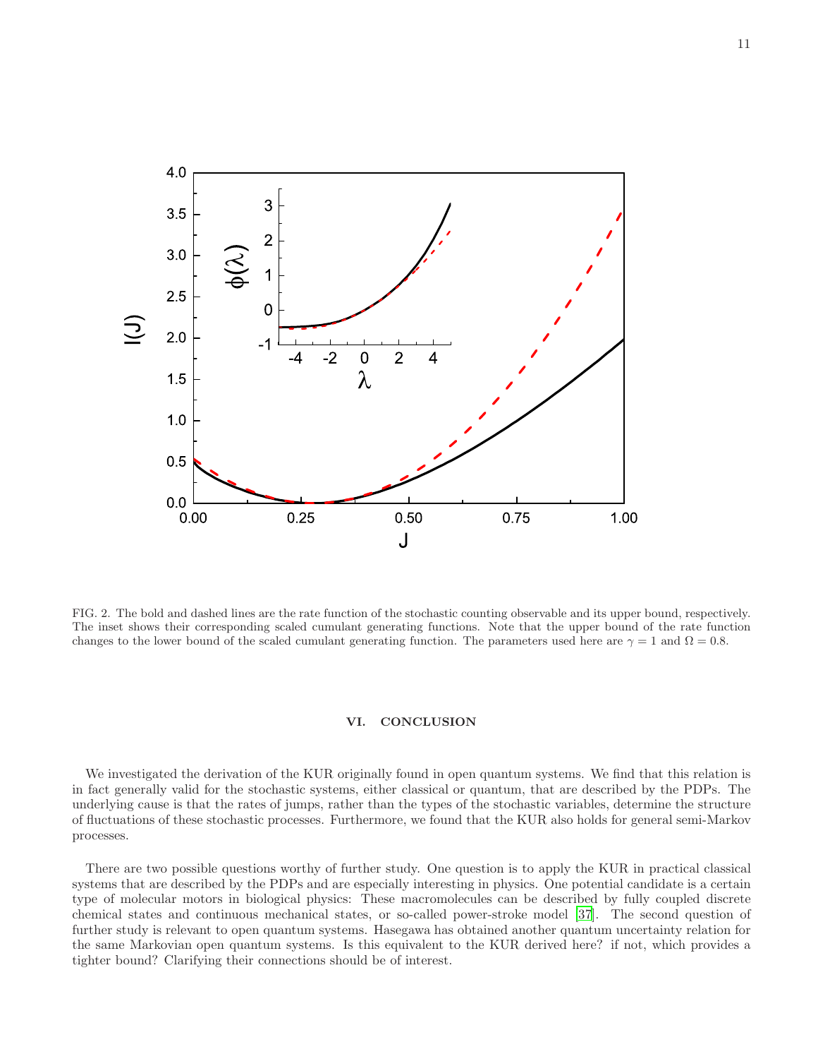FIG. 2. The bold and dashed lines are the rate function of the stochastic counting observable and its upper bound, respectively. The inset shows their corresponding scaled cumulant generating functions. Note that the upper bound of the rate function changes to the lower bound of the scaled cumulant generating function. The parameters used here are $\gamma = 1$ and $\Omega = 0.8$.

## VI. CONCLUSION

We investigated the derivation of the KUR originally found in open quantum systems. We find that this relation is in fact generally valid for the stochastic systems, either classical or quantum, that are described by the PDPs. The underlying cause is that the rates of jumps, rather than the types of the stochastic variables, determine the structure of fluctuations of these stochastic processes. Furthermore, we found that the KUR also holds for general semi-Markov processes.

There are two possible questions worthy of further study. One question is to apply the KUR in practical classical systems that are described by the PDPs and are especially interesting in physics. One potential candidate is a certain type of molecular motors in biological physics: These macromolecules can be described by fully coupled discrete chemical states and continuous mechanical states, or so-called power-stroke model [37]. The second question of further study is relevant to open quantum systems. Hasegawa has obtained another quantum uncertainty relation for the same Markovian open quantum systems. Is this equivalent to the KUR derived here? if not, which provides a tighter bound? Clarifying their connections should be of interest.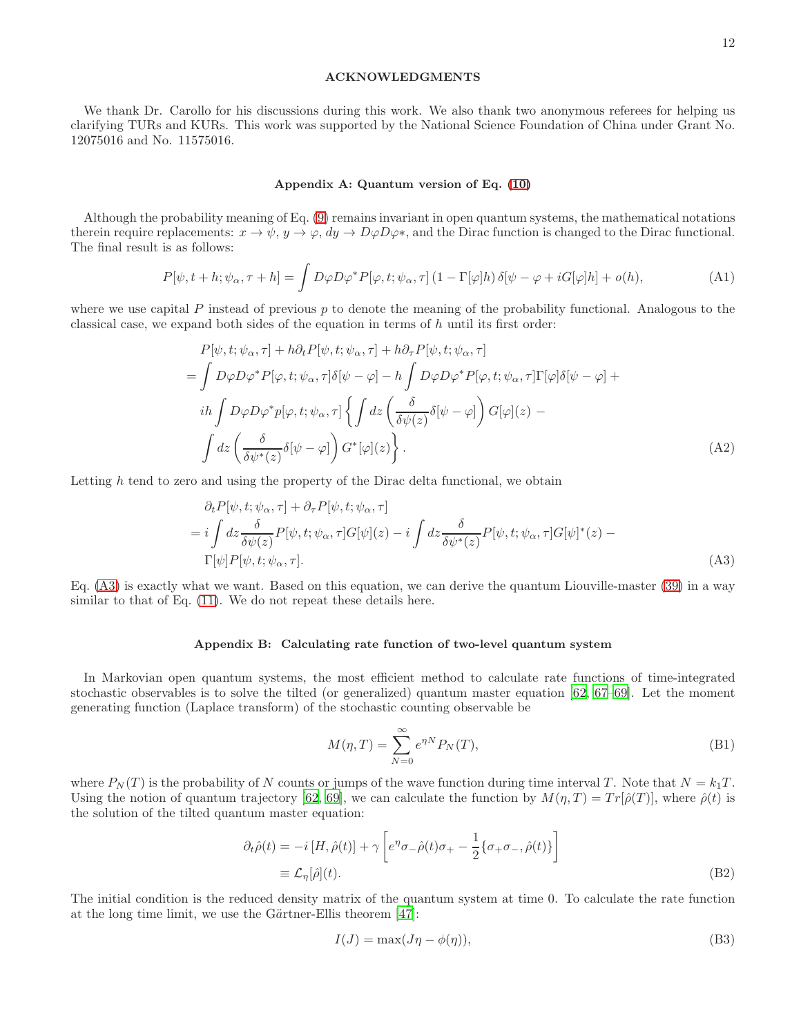## ACKNOWLEDGMENTS

We thank Dr. Carollo for his discussions during this work. We also thank two anonymous referees for helping us clarifying TURs and KURs. This work was supported by the National Science Foundation of China under Grant No. 12075016 and No. 11575016.

### Appendix A: Quantum version of Eq. (10)

Although the probability meaning of Eq. (9) remains invariant in open quantum systems, the mathematical notations therein require replacements: $x \to \psi$, $y \to \varphi$, $dy \to D\varphi D\varphi*$, and the Dirac function is changed to the Dirac functional. The final result is as follows:

$$P[\psi, t+h; \psi_\alpha, \tau+h] = \int D\varphi D\varphi^* P[\varphi, t; \psi_\alpha, \tau] \left(1 - \Gamma[\varphi]h\right) \delta[\psi - \varphi + iG[\varphi]h] + o(h), \tag{A1}$$

where we use capital $P$ instead of previous $p$ to denote the meaning of the probability functional. Analogous to the classical case, we expand both sides of the equation in terms of $h$ until its first order:

$$\begin{aligned}
&P[\psi, t; \psi_\alpha, \tau] + h\partial_t P[\psi, t; \psi_\alpha, \tau] + h\partial_\tau P[\psi, t; \psi_\alpha, \tau] \\
=& \int D\varphi D\varphi^* P[\varphi, t; \psi_\alpha, \tau]\delta[\psi - \varphi] - h\int D\varphi D\varphi^* P[\varphi, t; \psi_\alpha, \tau]\Gamma[\varphi]\delta[\psi - \varphi] + \\
& ih\int D\varphi D\varphi^* p[\varphi, t; \psi_\alpha, \tau] \left\{ \int dz \left( \frac{\delta}{\delta\psi(z)} \delta[\psi - \varphi] \right) G[\varphi](z) - \right. \\
& \left. \int dz \left( \frac{\delta}{\delta\psi^*(z)} \delta[\psi - \varphi] \right) G^*[\varphi](z) \right\}.
\end{aligned} \tag{A2}$$

Letting $h$ tend to zero and using the property of the Dirac delta functional, we obtain

$$\begin{aligned}
&\partial_t P[\psi, t; \psi_\alpha, \tau] + \partial_\tau P[\psi, t; \psi_\alpha, \tau] \\
=& i\int dz \frac{\delta}{\delta\psi(z)} P[\psi, t; \psi_\alpha, \tau] G[\psi](z) - i\int dz \frac{\delta}{\delta\psi^*(z)} P[\psi, t; \psi_\alpha, \tau] G[\psi]^*(z) - \\
& \Gamma[\psi] P[\psi, t; \psi_\alpha, \tau].
\end{aligned} \tag{A3}$$

Eq. (A3) is exactly what we want. Based on this equation, we can derive the quantum Liouville-master (39) in a way similar to that of Eq. (11). We do not repeat these details here.

### Appendix B: Calculating rate function of two-level quantum system

In Markovian open quantum systems, the most efficient method to calculate rate functions of time-integrated stochastic observables is to solve the tilted (or generalized) quantum master equation [62, 67–69]. Let the moment generating function (Laplace transform) of the stochastic counting observable be

$$M(\eta, T) = \sum_{N=0}^{\infty} e^{\eta N} P_N(T), \tag{B1}$$

where $P_N(T)$ is the probability of $N$ counts or jumps of the wave function during time interval $T$. Note that $N = k_1 T$. Using the notion of quantum trajectory [62, 69], we can calculate the function by $M(\eta, T) = Tr[\hat{\rho}(T)]$, where $\hat{\rho}(t)$ is the solution of the tilted quantum master equation:

$$\begin{aligned}
\partial_t \hat{\rho}(t) &= -i\left[H, \hat{\rho}(t)\right] + \gamma\left[e^\eta \sigma_- \hat{\rho}(t)\sigma_+ - \frac{1}{2}\{\sigma_+\sigma_-, \hat{\rho}(t)\}\right] \\
&\equiv \mathcal{L}_\eta[\hat{\rho}](t).
\end{aligned} \tag{B2}$$

The initial condition is the reduced density matrix of the quantum system at time 0. To calculate the rate function at the long time limit, we use the Gärtner-Ellis theorem [47]:

$$I(J) = \max(J\eta - \phi(\eta)), \tag{B3}$$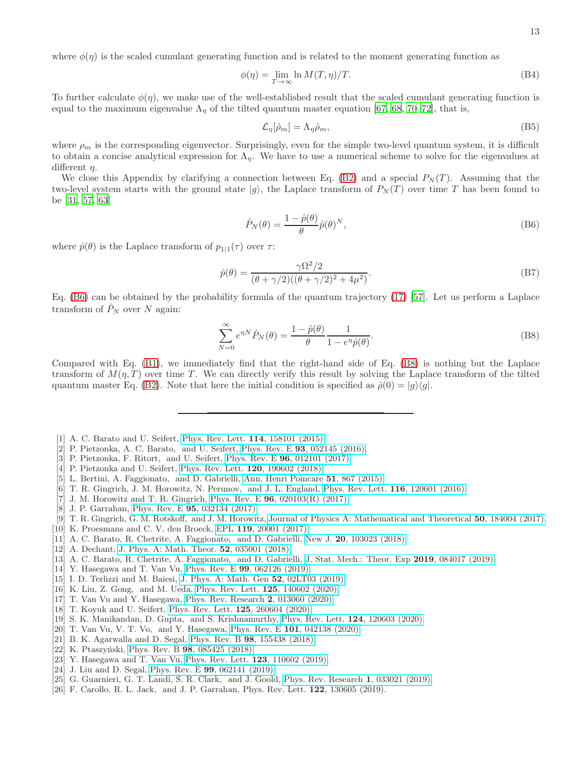where $\phi(\eta)$ is the scaled cumulant generating function and is related to the moment generating function as

$$\phi(\eta) = \lim_{T\to\infty} \ln M(T,\eta)/T. \tag{B4}$$

To further calculate $\phi(\eta)$, we make use of the well-established result that the scaled cumulant generating function is equal to the maximum eigenvalue $\Lambda_\eta$ of the tilted quantum master equation [67, 68, 70–72], that is,

$$\mathcal{L}_\eta[\hat{\rho}_m] = \Lambda_\eta \hat{\rho}_m, \tag{B5}$$

where $\rho_m$ is the corresponding eigenvector. Surprisingly, even for the simple two-level quantum system, it is difficult to obtain a concise analytical expression for $\Lambda_\eta$. We have to use a numerical scheme to solve for the eigenvalues at different $\eta$.

We close this Appendix by clarifying a connection between Eq. (B2) and a special $P_N(T)$. Assuming that the two-level system starts with the ground state $|g\rangle$, the Laplace transform of $P_N(T)$ over time $T$ has been found to be [31, 57, 63]

$$\hat{P}_N(\theta) = \frac{1-\hat{p}(\theta)}{\theta}\hat{p}(\theta)^N, \tag{B6}$$

where $\hat{p}(\theta)$ is the Laplace transform of $p_{1|1}(\tau)$ over $\tau$:

$$\hat{p}(\theta) = \frac{\gamma\Omega^2/2}{(\theta+\gamma/2)((\theta+\gamma/2)^2+4\mu^2)}. \tag{B7}$$

Eq. (B6) can be obtained by the probability formula of the quantum trajectory (17) [57]. Let us perform a Laplace transform of $\hat{P}_N$ over $N$ again:

$$\sum_{N=0}^{\infty} e^{\eta N}\hat{P}_N(\theta) = \frac{1-\hat{p}(\theta)}{\theta}\frac{1}{1-e^{\eta}\hat{p}(\theta)}. \tag{B8}$$

Compared with Eq. (B1), we immediately find that the right-hand side of Eq. (B8) is nothing but the Laplace transform of $M(\eta, T)$ over time $T$. We can directly verify this result by solving the Laplace transform of the tilted quantum master Eq. (B2). Note that here the initial condition is specified as $\hat{\rho}(0) = |g\rangle\langle g|$.

---

[1] A. C. Barato and U. Seifert, Phys. Rev. Lett. **114**, 158101 (2015).
[2] P. Pietzonka, A. C. Barato, and U. Seifert, Phys. Rev. E **93**, 052145 (2016).
[3] P. Pietzonka, F. Ritort, and U. Seifert, Phys. Rev. E **96**, 012101 (2017).
[4] P. Pietzonka and U. Seifert, Phys. Rev. Lett. **120**, 190602 (2018).
[5] L. Bertini, A. Faggionato, and D. Gabrielli, Ann. Henri Poincare **51**, 867 (2015).
[6] T. R. Gingrich, J. M. Horowitz, N. Perunov, and J. L. England, Phys. Rev. Lett. **116**, 120601 (2016).
[7] J. M. Horowitz and T. R. Gingrich, Phys. Rev. E **96**, 020103(R) (2017).
[8] J. P. Garrahan, Phys. Rev. E **95**, 032134 (2017).
[9] T. R. Gingrich, G. M. Rotskoff, and J. M. Horowitz, Journal of Physics A: Mathematical and Theoretical **50**, 184004 (2017).
[10] K. Proesmans and C. V. den Broeck, EPL **119**, 20001 (2017).
[11] A. C. Barato, R. Chetrite, A. Faggionato, and D. Gabrielli, New J. **20**, 103023 (2018).
[12] A. Dechant, J. Phys. A: Math. Theor. **52**, 035001 (2018).
[13] A. C. Barato, R. Chetrite, A. Faggionato, and D. Gabrielli, J. Stat. Mech.: Theor. Exp **2019**, 084017 (2019).
[14] Y. Hasegawa and T. Van Vu, Phys. Rev. E **99**, 062126 (2019).
[15] I. D. Terlizzi and M. Baiesi, J. Phys. A: Math. Gen **52**, 02LT03 (2019).
[16] K. Liu, Z. Gong, and M. Ueda, Phys. Rev. Lett. **125**, 140602 (2020).
[17] T. Van Vu and Y. Hasegawa, Phys. Rev. Research **2**, 013060 (2020).
[18] T. Koyuk and U. Seifert, Phys. Rev. Lett. **125**, 260604 (2020).
[19] S. K. Manikandan, D. Gupta, and S. Krishnamurthy, Phys. Rev. Lett. **124**, 120603 (2020).
[20] T. Van Vu, V. T. Vo, and Y. Hasegawa, Phys. Rev. E **101**, 042138 (2020).
[21] B. K. Agarwalla and D. Segal, Phys. Rev. B **98**, 155438 (2018).
[22] K. Ptaszyński, Phys. Rev. B **98**, 085425 (2018).
[23] Y. Hasegawa and T. Van Vu, Phys. Rev. Lett. **123**, 110602 (2019).
[24] J. Liu and D. Segal, Phys. Rev. E **99**, 062141 (2019).
[25] G. Guarnieri, G. T. Landi, S. R. Clark, and J. Goold, Phys. Rev. Research **1**, 033021 (2019).
[26] F. Carollo, R. L. Jack, and J. P. Garrahan, Phys. Rev. Lett. **122**, 130605 (2019).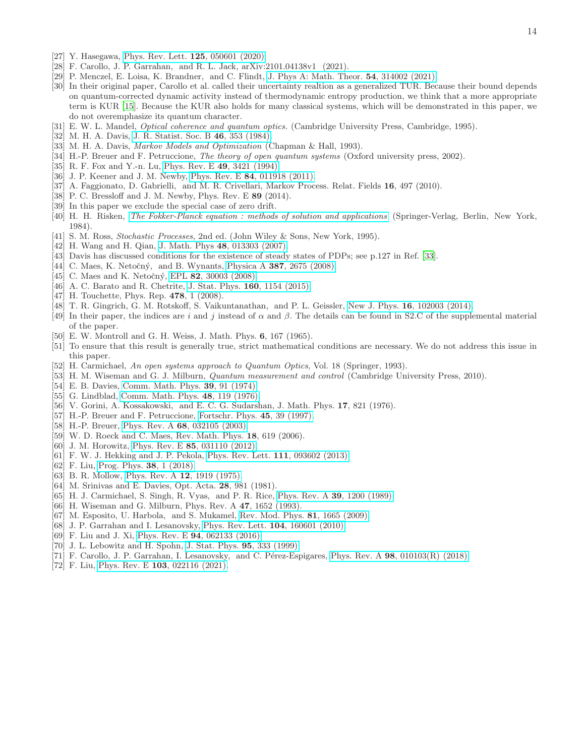[27] Y. Hasegawa, Phys. Rev. Lett. **125**, 050601 (2020).
[28] F. Carollo, J. P. Garrahan, and R. L. Jack, arXiv:2101.04138v1 (2021).
[29] P. Menczel, E. Loisa, K. Brandner, and C. Flindt, J. Phys A: Math. Theor. **54**, 314002 (2021).
[30] In their original paper, Carollo et al. called their uncertainty realtion as a generalized TUR. Because their bound depends on quantum-corrected dynamic activity instead of thermodynamic entropy production, we think that a more appropriate term is KUR [15]. Because the KUR also holds for many classical systems, which will be demonstrated in this paper, we do not overemphasize its quantum character.
[31] E. W. L. Mandel, *Optical coherence and quantum optics.* (Cambridge University Press, Cambridge, 1995).
[32] M. H. A. Davis, J. R. Statist. Soc. B **46**, 353 (1984).
[33] M. H. A. Davis, *Markov Models and Optimization* (Chapman & Hall, 1993).
[34] H.-P. Breuer and F. Petruccione, *The theory of open quantum systems* (Oxford university press, 2002).
[35] R. F. Fox and Y.-n. Lu, Phys. Rev. E **49**, 3421 (1994).
[36] J. P. Keener and J. M. Newby, Phys. Rev. E **84**, 011918 (2011).
[37] A. Faggionato, D. Gabrielli, and M. R. Crivellari, Markov Process. Relat. Fields **16**, 497 (2010).
[38] P. C. Bressloff and J. M. Newby, Phys. Rev. E **89** (2014).
[39] In this paper we exclude the special case of zero drift.
[40] H. H. Risken, *The Fokker-Planck equation : methods of solution and applications* (Springer-Verlag, Berlin, New York, 1984).
[41] S. M. Ross, *Stochastic Processes*, 2nd ed. (John Wiley & Sons, New York, 1995).
[42] H. Wang and H. Qian, J. Math. Phys **48**, 013303 (2007).
[43] Davis has discussed conditions for the existence of steady states of PDPs; see p.127 in Ref. [33].
[44] C. Maes, K. Netočný, and B. Wynants, Physica A **387**, 2675 (2008).
[45] C. Maes and K. Netočný, EPL **82**, 30003 (2008).
[46] A. C. Barato and R. Chetrite, J. Stat. Phys. **160**, 1154 (2015).
[47] H. Touchette, Phys. Rep. **478**, 1 (2008).
[48] T. R. Gingrich, G. M. Rotskoff, S. Vaikuntanathan, and P. L. Geissler, New J. Phys. **16**, 102003 (2014).
[49] In their paper, the indices are $i$ and $j$ instead of $\alpha$ and $\beta$. The details can be found in S2.C of the supplemental material of the paper.
[50] E. W. Montroll and G. H. Weiss, J. Math. Phys. **6**, 167 (1965).
[51] To ensure that this result is generally true, strict mathematical conditions are necessary. We do not address this issue in this paper.
[52] H. Carmichael, *An open systems approach to Quantum Optics*, Vol. 18 (Springer, 1993).
[53] H. M. Wiseman and G. J. Milburn, *Quantum measurement and control* (Cambridge University Press, 2010).
[54] E. B. Davies, Comm. Math. Phys. **39**, 91 (1974).
[55] G. Lindblad, Comm. Math. Phys. **48**, 119 (1976).
[56] V. Gorini, A. Kossakowski, and E. C. G. Sudarshan, J. Math. Phys. **17**, 821 (1976).
[57] H.-P. Breuer and F. Petruccione, Fortschr. Phys. **45**, 39 (1997).
[58] H.-P. Breuer, Phys. Rev. A **68**, 032105 (2003).
[59] W. D. Roeck and C. Maes, Rev. Math. Phys. **18**, 619 (2006).
[60] J. M. Horowitz, Phys. Rev. E **85**, 031110 (2012).
[61] F. W. J. Hekking and J. P. Pekola, Phys. Rev. Lett. **111**, 093602 (2013).
[62] F. Liu, Prog. Phys. **38**, 1 (2018).
[63] B. R. Mollow, Phys. Rev. A **12**, 1919 (1975).
[64] M. Srinivas and E. Davies, Opt. Acta. **28**, 981 (1981).
[65] H. J. Carmichael, S. Singh, R. Vyas, and P. R. Rice, Phys. Rev. A **39**, 1200 (1989).
[66] H. Wiseman and G. Milburn, Phys. Rev. A **47**, 1652 (1993).
[67] M. Esposito, U. Harbola, and S. Mukamel, Rev. Mod. Phys. **81**, 1665 (2009).
[68] J. P. Garrahan and I. Lesanovsky, Phys. Rev. Lett. **104**, 160601 (2010).
[69] F. Liu and J. Xi, Phys. Rev. E **94**, 062133 (2016).
[70] J. L. Lebowitz and H. Spohn, J. Stat. Phys. **95**, 333 (1999).
[71] F. Carollo, J. P. Garrahan, I. Lesanovsky, and C. Pérez-Espigares, Phys. Rev. A **98**, 010103(R) (2018).
[72] F. Liu, Phys. Rev. E **103**, 022116 (2021).